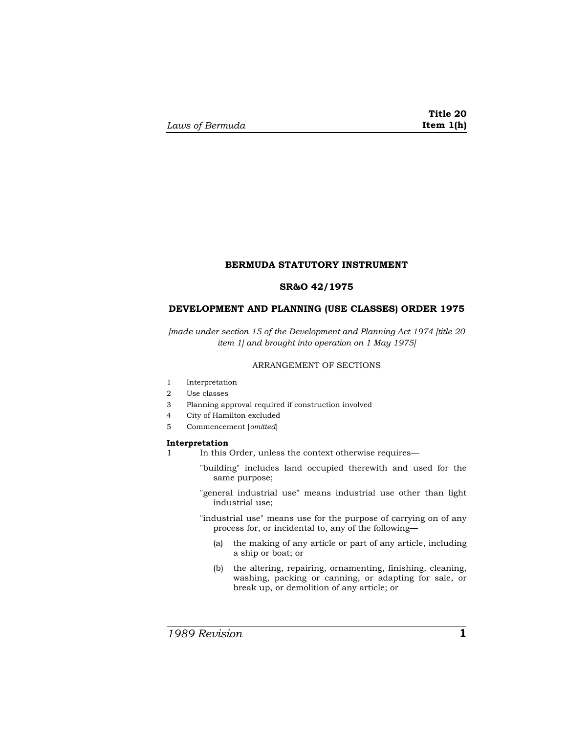# BERMUDA STATUTORY INSTRUMENT

## SR&O 42/1975

## DEVELOPMENT AND PLANNING (USE CLASSES) ORDER 1975

*[made under section 15 of the Development and Planning Act 1974 [title 20 item 1] and brought into operation on 1 May 1975]*

ARRANGEMENT OF SECTIONS

1 Interpretation
2 Use classes
3 Planning approval required if construction involved
4 City of Hamilton excluded
5 Commencement [*omitted*]

**Interpretation**

1 In this Order, unless the context otherwise requires—

"building" includes land occupied therewith and used for the same purpose;

"general industrial use" means industrial use other than light industrial use;

"industrial use" means use for the purpose of carrying on of any process for, or incidental to, any of the following—

(a) the making of any article or part of any article, including a ship or boat; or

(b) the altering, repairing, ornamenting, finishing, cleaning, washing, packing or canning, or adapting for sale, or break up, or demolition of any article; or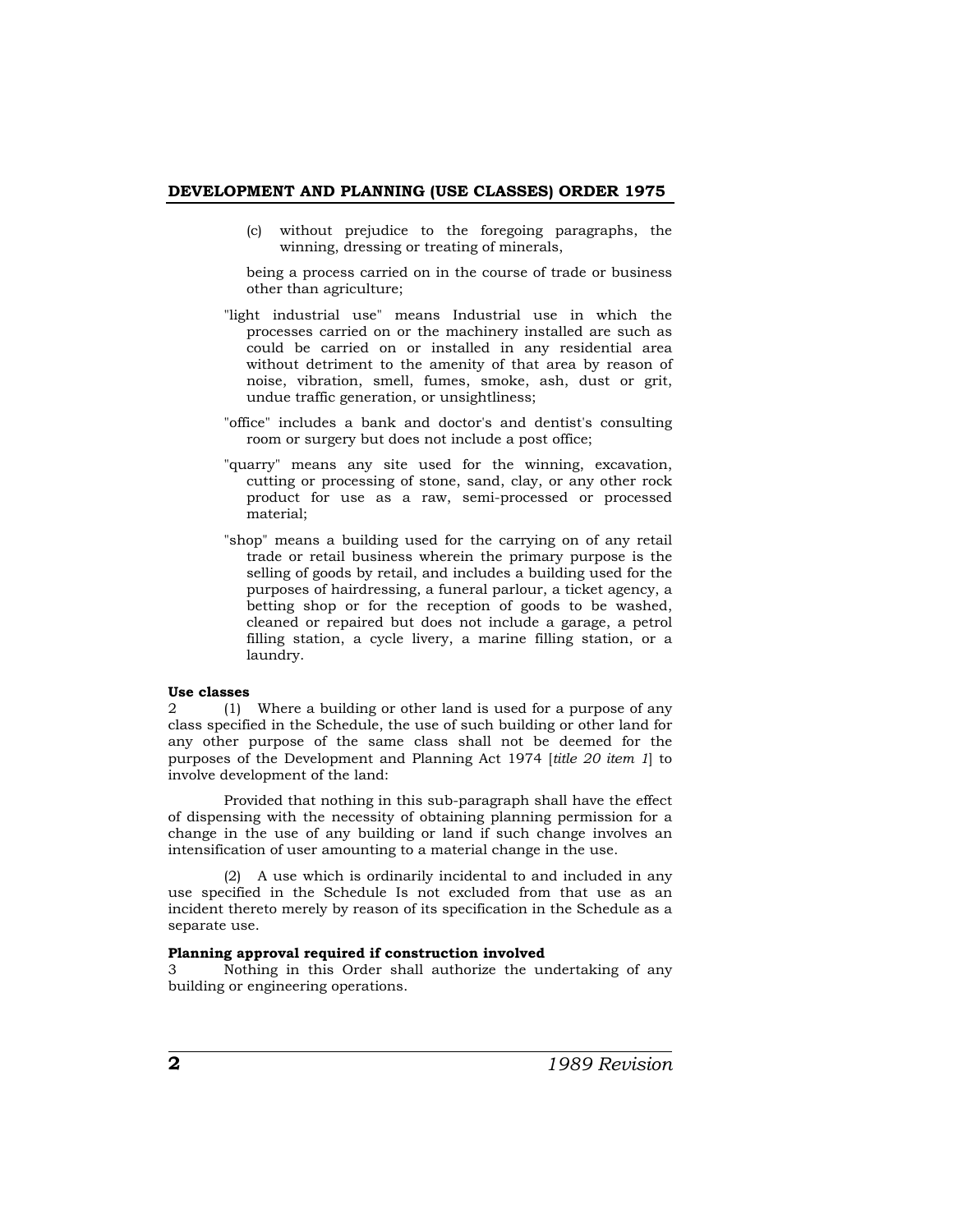(c) without prejudice to the foregoing paragraphs, the winning, dressing or treating of minerals,

being a process carried on in the course of trade or business other than agriculture;

"light industrial use" means Industrial use in which the processes carried on or the machinery installed are such as could be carried on or installed in any residential area without detriment to the amenity of that area by reason of noise, vibration, smell, fumes, smoke, ash, dust or grit, undue traffic generation, or unsightliness;

"office" includes a bank and doctor's and dentist's consulting room or surgery but does not include a post office;

"quarry" means any site used for the winning, excavation, cutting or processing of stone, sand, clay, or any other rock product for use as a raw, semi-processed or processed material;

"shop" means a building used for the carrying on of any retail trade or retail business wherein the primary purpose is the selling of goods by retail, and includes a building used for the purposes of hairdressing, a funeral parlour, a ticket agency, a betting shop or for the reception of goods to be washed, cleaned or repaired but does not include a garage, a petrol filling station, a cycle livery, a marine filling station, or a laundry.

**Use classes**

2 (1) Where a building or other land is used for a purpose of any class specified in the Schedule, the use of such building or other land for any other purpose of the same class shall not be deemed for the purposes of the Development and Planning Act 1974 [*title 20 item 1*] to involve development of the land:

Provided that nothing in this sub-paragraph shall have the effect of dispensing with the necessity of obtaining planning permission for a change in the use of any building or land if such change involves an intensification of user amounting to a material change in the use.

(2) A use which is ordinarily incidental to and included in any use specified in the Schedule Is not excluded from that use as an incident thereto merely by reason of its specification in the Schedule as a separate use.

**Planning approval required if construction involved**

3 Nothing in this Order shall authorize the undertaking of any building or engineering operations.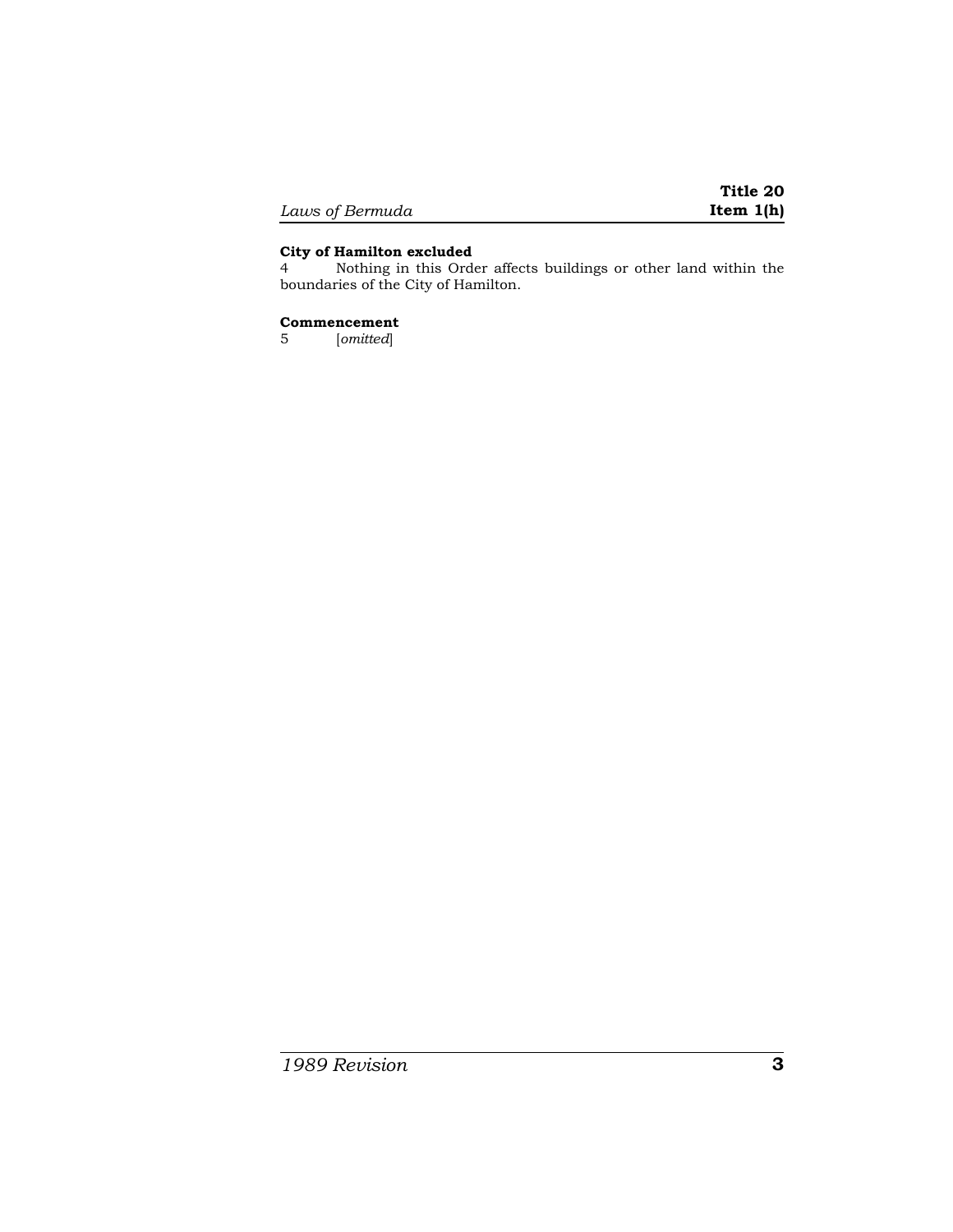**City of Hamilton excluded**

4 Nothing in this Order affects buildings or other land within the boundaries of the City of Hamilton.

**Commencement**

5 [*omitted*]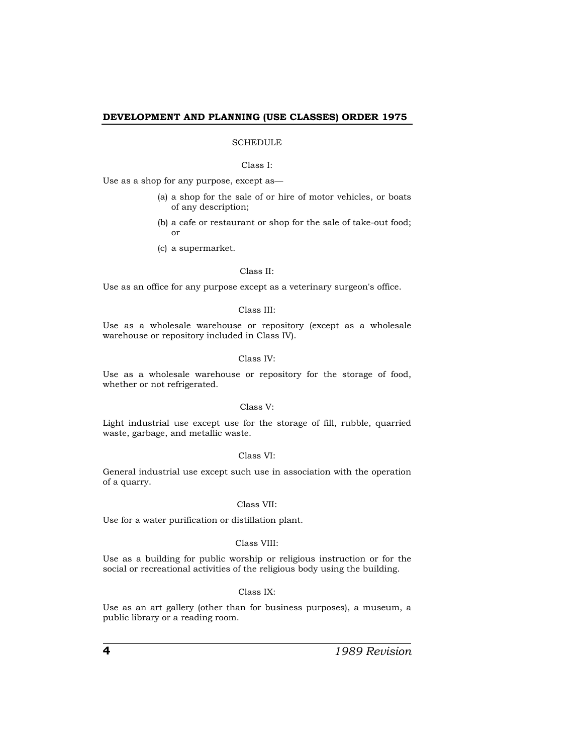## SCHEDULE

### Class I:

Use as a shop for any purpose, except as—

(a) a shop for the sale of or hire of motor vehicles, or boats of any description;

(b) a cafe or restaurant or shop for the sale of take-out food; or

(c) a supermarket.

### Class II:

Use as an office for any purpose except as a veterinary surgeon's office.

### Class III:

Use as a wholesale warehouse or repository (except as a wholesale warehouse or repository included in Class IV).

### Class IV:

Use as a wholesale warehouse or repository for the storage of food, whether or not refrigerated.

### Class V:

Light industrial use except use for the storage of fill, rubble, quarried waste, garbage, and metallic waste.

### Class VI:

General industrial use except such use in association with the operation of a quarry.

### Class VII:

Use for a water purification or distillation plant.

### Class VIII:

Use as a building for public worship or religious instruction or for the social or recreational activities of the religious body using the building.

### Class IX:

Use as an art gallery (other than for business purposes), a museum, a public library or a reading room.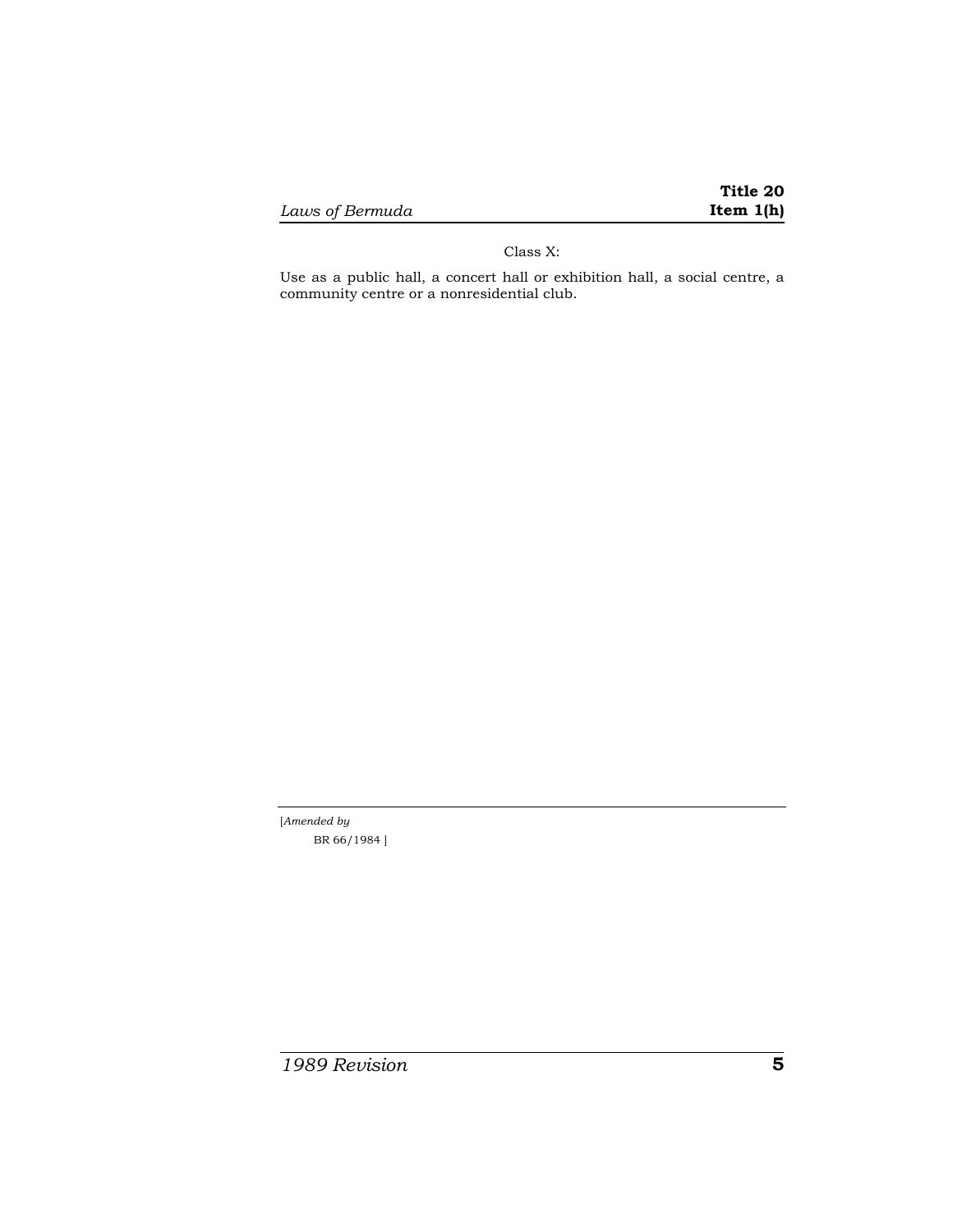Class X:

Use as a public hall, a concert hall or exhibition hall, a social centre, a community centre or a nonresidential club.

[*Amended by*

BR 66/1984 ]